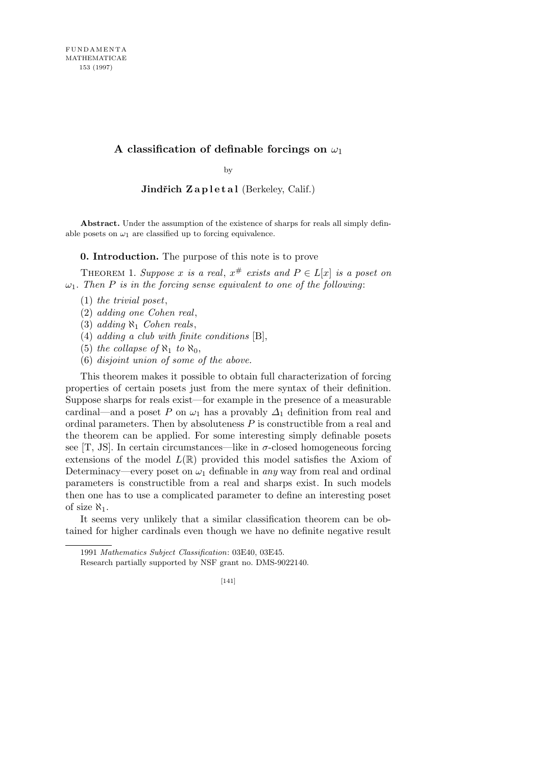# A classification of definable forcings on $\omega_1$

by

**Jindřich Zapletal** (Berkeley, Calif.)

**Abstract.** Under the assumption of the existence of sharps for reals all simply definable posets on $\omega_1$ are classified up to forcing equivalence.

**0. Introduction.** The purpose of this note is to prove

THEOREM 1. *Suppose $x$ is a real, $x^{\#}$ exists and $P \in L[x]$ is a poset on $\omega_1$. Then $P$ is in the forcing sense equivalent to one of the following*:

(1) *the trivial poset*,
(2) *adding one Cohen real*,
(3) *adding $\aleph_1$ Cohen reals*,
(4) *adding a club with finite conditions* [B],
(5) *the collapse of $\aleph_1$ to $\aleph_0$*,
(6) *disjoint union of some of the above.*

This theorem makes it possible to obtain full characterization of forcing properties of certain posets just from the mere syntax of their definition. Suppose sharps for reals exist—for example in the presence of a measurable cardinal—and a poset $P$ on $\omega_1$ has a provably $\Delta_1$ definition from real and ordinal parameters. Then by absoluteness $P$ is constructible from a real and the theorem can be applied. For some interesting simply definable posets see [T, JS]. In certain circumstances—like in $\sigma$-closed homogeneous forcing extensions of the model $L(\mathbb{R})$ provided this model satisfies the Axiom of Determinacy—every poset on $\omega_1$ definable in *any* way from real and ordinal parameters is constructible from a real and sharps exist. In such models then one has to use a complicated parameter to define an interesting poset of size $\aleph_1$.

It seems very unlikely that a similar classification theorem can be obtained for higher cardinals even though we have no definite negative result

---

1991 *Mathematics Subject Classification*: 03E40, 03E45.

Research partially supported by NSF grant no. DMS-9022140.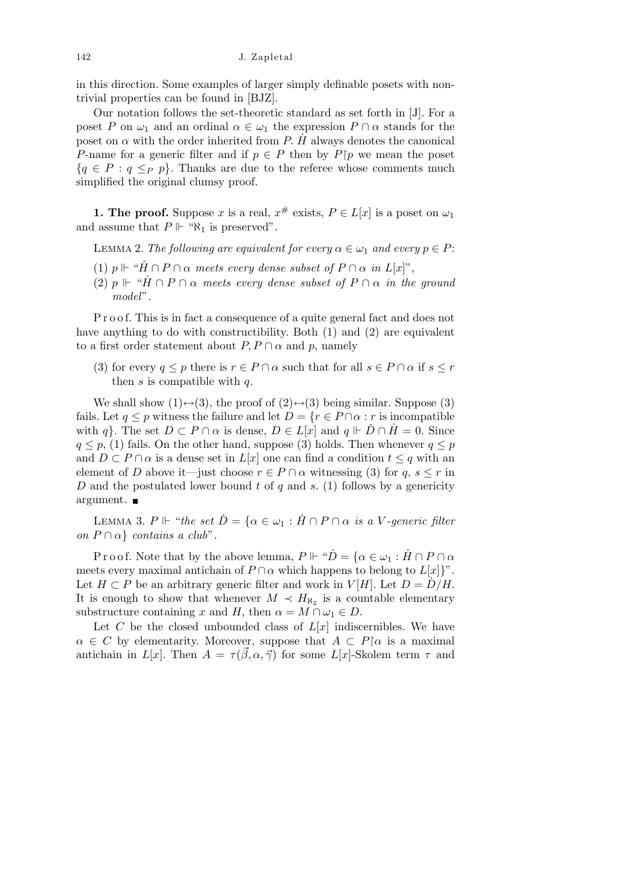in this direction. Some examples of larger simply definable posets with nontrivial properties can be found in [BJZ].

Our notation follows the set-theoretic standard as set forth in [J]. For a poset $P$ on $\omega_1$ and an ordinal $\alpha \in \omega_1$ the expression $P \cap \alpha$ stands for the poset on $\alpha$ with the order inherited from $P$. $\dot{H}$ always denotes the canonical $P$-name for a generic filter and if $p \in P$ then by $P{\restriction}p$ we mean the poset $\{q \in P : q \leq_P p\}$. Thanks are due to the referee whose comments much simplified the original clumsy proof.

**1. The proof.** Suppose $x$ is a real, $x^\#$ exists, $P \in L[x]$ is a poset on $\omega_1$ and assume that $P \Vdash$ "$\aleph_1$ is preserved".

Lemma 2. *The following are equivalent for every $\alpha \in \omega_1$ and every $p \in P$:*

(1) $p \Vdash$ "*$\dot{H} \cap P \cap \alpha$ meets every dense subset of $P \cap \alpha$ in $L[x]$*",

(2) $p \Vdash$ "*$\dot{H} \cap P \cap \alpha$ meets every dense subset of $P \cap \alpha$ in the ground model*".

Proof. This is in fact a consequence of a quite general fact and does not have anything to do with constructibility. Both (1) and (2) are equivalent to a first order statement about $P, P \cap \alpha$ and $p$, namely

(3) for every $q \leq p$ there is $r \in P \cap \alpha$ such that for all $s \in P \cap \alpha$ if $s \leq r$ then $s$ is compatible with $q$.

We shall show (1)$\leftrightarrow$(3), the proof of (2)$\leftrightarrow$(3) being similar. Suppose (3) fails. Let $q \leq p$ witness the failure and let $D = \{r \in P \cap \alpha : r$ is incompatible with $q\}$. The set $D \subset P \cap \alpha$ is dense, $D \in L[x]$ and $q \Vdash \check{D} \cap \dot{H} = 0$. Since $q \leq p$, (1) fails. On the other hand, suppose (3) holds. Then whenever $q \leq p$ and $D \subset P \cap \alpha$ is a dense set in $L[x]$ one can find a condition $t \leq q$ with an element of $D$ above it—just choose $r \in P \cap \alpha$ witnessing (3) for $q$, $s \leq r$ in $D$ and the postulated lower bound $t$ of $q$ and $s$. (1) follows by a genericity argument. ∎

Lemma 3. $P \Vdash$ "*the set $\dot{D} = \{\alpha \in \omega_1 : \dot{H} \cap P \cap \alpha$ is a $V$-generic filter on $P \cap \alpha\}$ contains a club*".

Proof. Note that by the above lemma, $P \Vdash$ "$\dot{D} = \{\alpha \in \omega_1 : \dot{H} \cap P \cap \alpha$ meets every maximal antichain of $P \cap \alpha$ which happens to belong to $L[x]\}$". Let $H \subset P$ be an arbitrary generic filter and work in $V[H]$. Let $D = \dot{D}/H$. It is enough to show that whenever $M \prec H_{\aleph_2}$ is a countable elementary substructure containing $x$ and $H$, then $\alpha = M \cap \omega_1 \in D$.

Let $C$ be the closed unbounded class of $L[x]$ indiscernibles. We have $\alpha \in C$ by elementarity. Moreover, suppose that $A \subset P{\restriction}\alpha$ is a maximal antichain in $L[x]$. Then $A = \tau(\vec{\beta}, \alpha, \vec{\gamma})$ for some $L[x]$-Skolem term $\tau$ and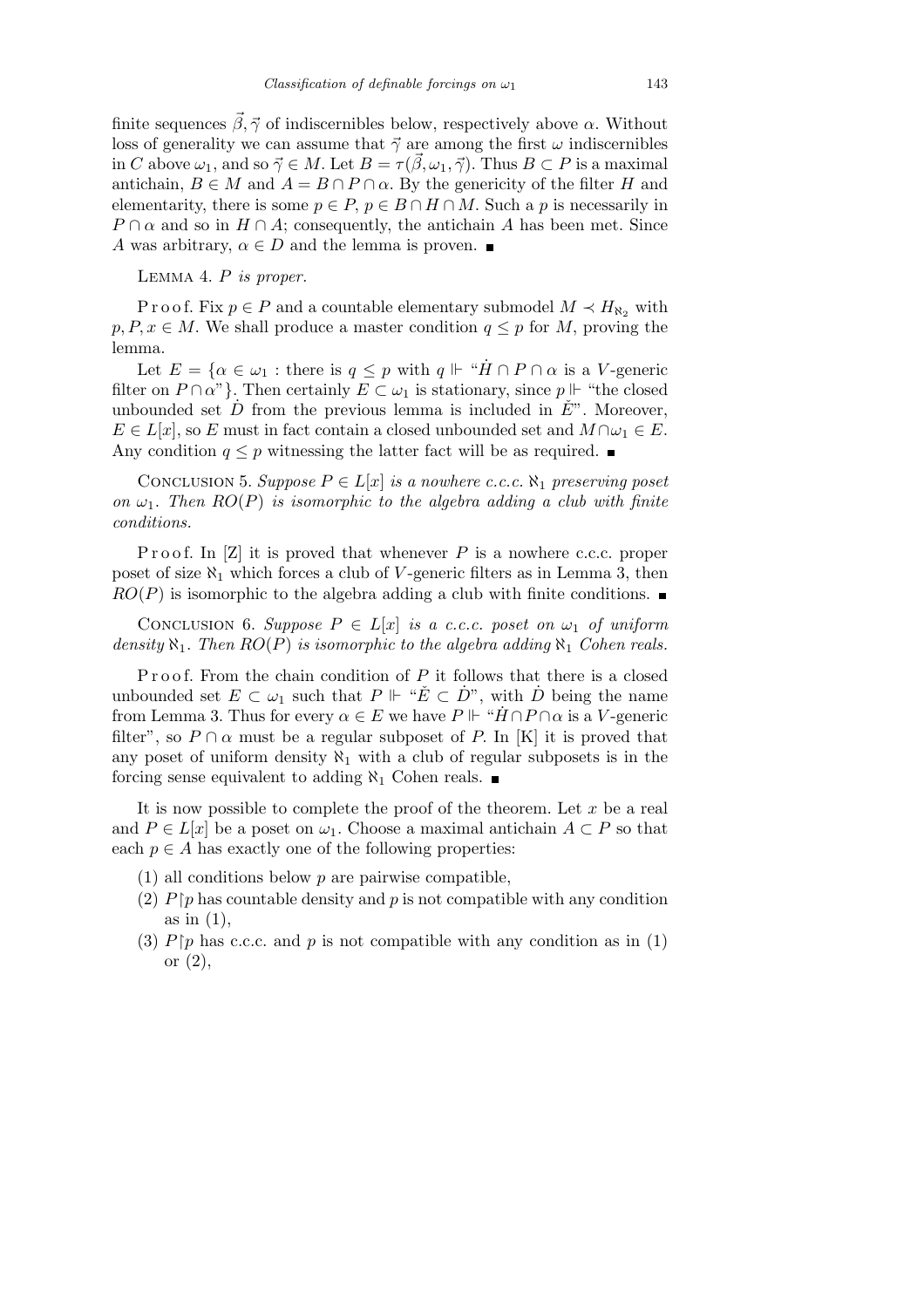finite sequences $\vec{\beta}, \vec{\gamma}$ of indiscernibles below, respectively above $\alpha$. Without loss of generality we can assume that $\vec{\gamma}$ are among the first $\omega$ indiscernibles in $C$ above $\omega_1$, and so $\vec{\gamma} \in M$. Let $B = \tau(\vec{\beta}, \omega_1, \vec{\gamma})$. Thus $B \subset P$ is a maximal antichain, $B \in M$ and $A = B \cap P \cap \alpha$. By the genericity of the filter $H$ and elementarity, there is some $p \in P$, $p \in B \cap H \cap M$. Such a $p$ is necessarily in $P \cap \alpha$ and so in $H \cap A$; consequently, the antichain $A$ has been met. Since $A$ was arbitrary, $\alpha \in D$ and the lemma is proven. ∎

Lemma 4. *$P$ is proper.*

Proof. Fix $p \in P$ and a countable elementary submodel $M \prec H_{\aleph_2}$ with $p, P, x \in M$. We shall produce a master condition $q \leq p$ for $M$, proving the lemma.

Let $E = \{\alpha \in \omega_1 : \text{there is } q \leq p \text{ with } q \Vdash \text{“}\dot{H} \cap P \cap \alpha \text{ is a } V\text{-generic filter on } P \cap \alpha\text{”}\}$. Then certainly $E \subset \omega_1$ is stationary, since $p \Vdash$ “the closed unbounded set $\dot{D}$ from the previous lemma is included in $\check{E}$”. Moreover, $E \in L[x]$, so $E$ must in fact contain a closed unbounded set and $M \cap \omega_1 \in E$. Any condition $q \leq p$ witnessing the latter fact will be as required. ∎

Conclusion 5. *Suppose $P \in L[x]$ is a nowhere c.c.c. $\aleph_1$ preserving poset on $\omega_1$. Then $RO(P)$ is isomorphic to the algebra adding a club with finite conditions.*

Proof. In [Z] it is proved that whenever $P$ is a nowhere c.c.c. proper poset of size $\aleph_1$ which forces a club of $V$-generic filters as in Lemma 3, then $RO(P)$ is isomorphic to the algebra adding a club with finite conditions. ∎

Conclusion 6. *Suppose $P \in L[x]$ is a c.c.c. poset on $\omega_1$ of uniform density $\aleph_1$. Then $RO(P)$ is isomorphic to the algebra adding $\aleph_1$ Cohen reals.*

Proof. From the chain condition of $P$ it follows that there is a closed unbounded set $E \subset \omega_1$ such that $P \Vdash$ “$\check{E} \subset \dot{D}$”, with $\dot{D}$ being the name from Lemma 3. Thus for every $\alpha \in E$ we have $P \Vdash$ “$\dot{H} \cap P \cap \alpha$ is a $V$-generic filter”, so $P \cap \alpha$ must be a regular subposet of $P$. In [K] it is proved that any poset of uniform density $\aleph_1$ with a club of regular subposets is in the forcing sense equivalent to adding $\aleph_1$ Cohen reals. ∎

It is now possible to complete the proof of the theorem. Let $x$ be a real and $P \in L[x]$ be a poset on $\omega_1$. Choose a maximal antichain $A \subset P$ so that each $p \in A$ has exactly one of the following properties:

(1) all conditions below $p$ are pairwise compatible,

(2) $P \restriction p$ has countable density and $p$ is not compatible with any condition as in (1),

(3) $P \restriction p$ has c.c.c. and $p$ is not compatible with any condition as in (1) or (2),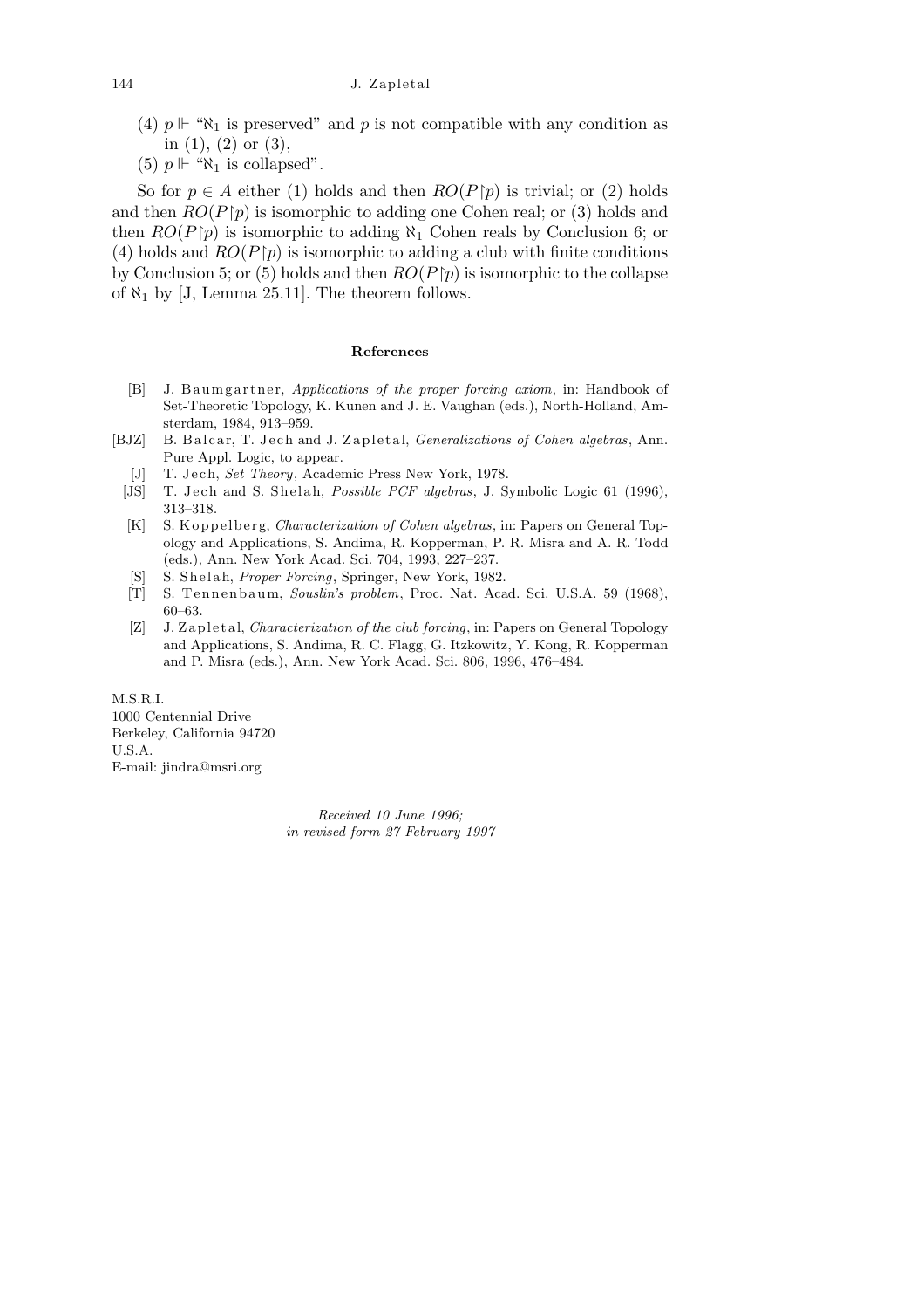(4) $p \Vdash$ "$\aleph_1$ is preserved" and $p$ is not compatible with any condition as in (1), (2) or (3),

(5) $p \Vdash$ "$\aleph_1$ is collapsed".

So for $p \in A$ either (1) holds and then $RO(P{\restriction}p)$ is trivial; or (2) holds and then $RO(P{\restriction}p)$ is isomorphic to adding one Cohen real; or (3) holds and then $RO(P{\restriction}p)$ is isomorphic to adding $\aleph_1$ Cohen reals by Conclusion 6; or (4) holds and $RO(P{\restriction}p)$ is isomorphic to adding a club with finite conditions by Conclusion 5; or (5) holds and then $RO(P{\restriction}p)$ is isomorphic to the collapse of $\aleph_1$ by [J, Lemma 25.11]. The theorem follows.

## References

[B] J. Baumgartner, *Applications of the proper forcing axiom*, in: Handbook of Set-Theoretic Topology, K. Kunen and J. E. Vaughan (eds.), North-Holland, Amsterdam, 1984, 913–959.

[BJZ] B. Balcar, T. Jech and J. Zapletal, *Generalizations of Cohen algebras*, Ann. Pure Appl. Logic, to appear.

[J] T. Jech, *Set Theory*, Academic Press New York, 1978.

[JS] T. Jech and S. Shelah, *Possible PCF algebras*, J. Symbolic Logic 61 (1996), 313–318.

[K] S. Koppelberg, *Characterization of Cohen algebras*, in: Papers on General Topology and Applications, S. Andima, R. Kopperman, P. R. Misra and A. R. Todd (eds.), Ann. New York Acad. Sci. 704, 1993, 227–237.

[S] S. Shelah, *Proper Forcing*, Springer, New York, 1982.

[T] S. Tennenbaum, *Souslin's problem*, Proc. Nat. Acad. Sci. U.S.A. 59 (1968), 60–63.

[Z] J. Zapletal, *Characterization of the club forcing*, in: Papers on General Topology and Applications, S. Andima, R. C. Flagg, G. Itzkowitz, Y. Kong, R. Kopperman and P. Misra (eds.), Ann. New York Acad. Sci. 806, 1996, 476–484.

M.S.R.I.
1000 Centennial Drive
Berkeley, California 94720
U.S.A.
E-mail: jindra@msri.org

*Received 10 June 1996;*
*in revised form 27 February 1997*